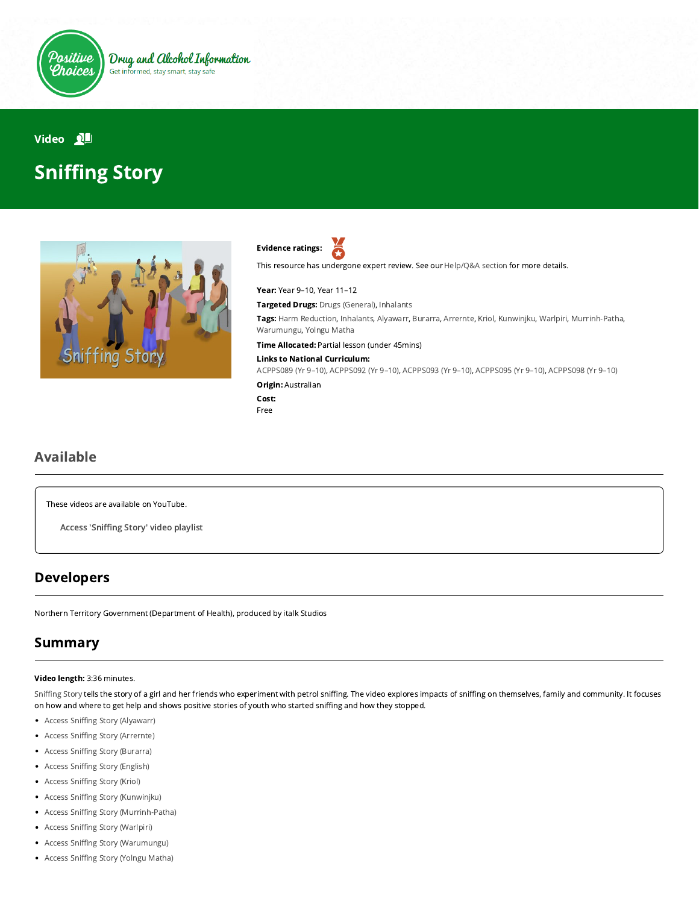Positive Choices — Drug and Alcohol Information — Get informed, stay smart, stay safe

Video

# Sniffing Story

**Evidence ratings:**

This resource has undergone expert review. See our Help/Q&A section for more details.

**Year:** Year 9–10, Year 11–12

**Targeted Drugs:** Drugs (General), Inhalants

**Tags:** Harm Reduction, Inhalants, Alyawarr, Burarra, Arrernte, Kriol, Kunwinjku, Warlpiri, Murrinh-Patha, Warumungu, Yolngu Matha

**Time Allocated:** Partial lesson (under 45mins)

**Links to National Curriculum:**
ACPPS089 (Yr 9–10), ACPPS092 (Yr 9–10), ACPPS093 (Yr 9–10), ACPPS095 (Yr 9–10), ACPPS098 (Yr 9–10)

**Origin:** Australian

**Cost:**
Free

## Available

These videos are available on YouTube.

Access 'Sniffing Story' video playlist

## Developers

Northern Territory Government (Department of Health), produced by italk Studios

## Summary

**Video length:** 3:36 minutes.

Sniffing Story tells the story of a girl and her friends who experiment with petrol sniffing. The video explores impacts of sniffing on themselves, family and community. It focuses on how and where to get help and shows positive stories of youth who started sniffing and how they stopped.

- Access Sniffing Story (Alyawarr)
- Access Sniffing Story (Arrernte)
- Access Sniffing Story (Burarra)
- Access Sniffing Story (English)
- Access Sniffing Story (Kriol)
- Access Sniffing Story (Kunwinjku)
- Access Sniffing Story (Murrinh-Patha)
- Access Sniffing Story (Warlpiri)
- Access Sniffing Story (Warumungu)
- Access Sniffing Story (Yolngu Matha)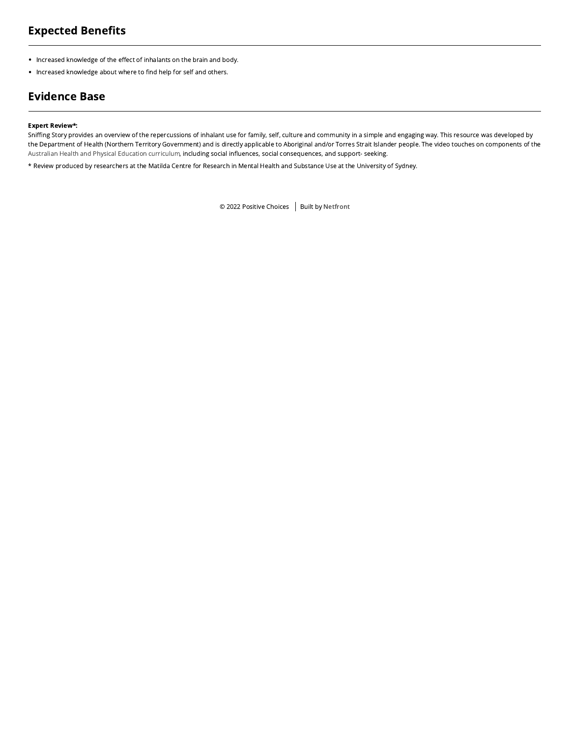## Expected Benefits

- Increased knowledge of the effect of inhalants on the brain and body.
- Increased knowledge about where to find help for self and others.

## Evidence Base

**Expert Review*:**
Sniffing Story provides an overview of the repercussions of inhalant use for family, self, culture and community in a simple and engaging way. This resource was developed by the Department of Health (Northern Territory Government) and is directly applicable to Aboriginal and/or Torres Strait Islander people. The video touches on components of the Australian Health and Physical Education curriculum, including social influences, social consequences, and support- seeking.

* Review produced by researchers at the Matilda Centre for Research in Mental Health and Substance Use at the University of Sydney.

© 2022 Positive Choices | Built by Netfront